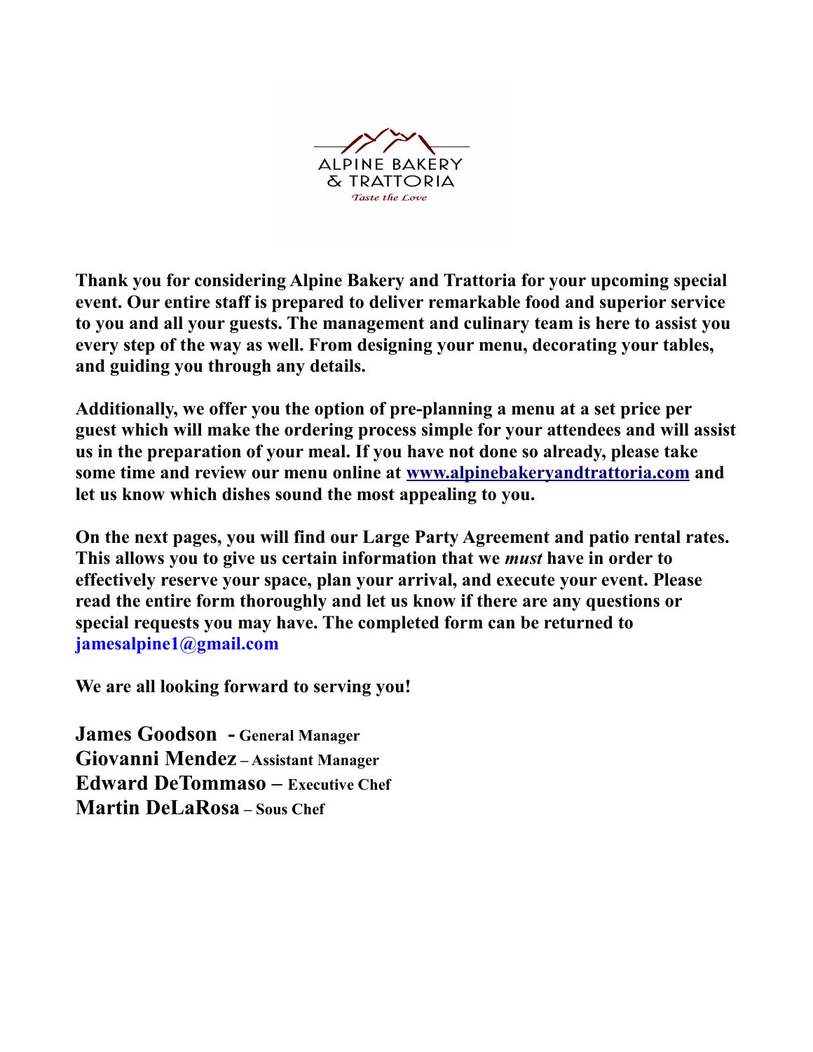ALPINE BAKERY
& TRATTORIA
*Taste the Love*

**Thank you for considering Alpine Bakery and Trattoria for your upcoming special event. Our entire staff is prepared to deliver remarkable food and superior service to you and all your guests. The management and culinary team is here to assist you every step of the way as well. From designing your menu, decorating your tables, and guiding you through any details.**

**Additionally, we offer you the option of pre-planning a menu at a set price per guest which will make the ordering process simple for your attendees and will assist us in the preparation of your meal. If you have not done so already, please take some time and review our menu online at [www.alpinebakeryandtrattoria.com](http://www.alpinebakeryandtrattoria.com) and let us know which dishes sound the most appealing to you.**

**On the next pages, you will find our Large Party Agreement and patio rental rates. This allows you to give us certain information that we *must* have in order to effectively reserve your space, plan your arrival, and execute your event. Please read the entire form thoroughly and let us know if there are any questions or special requests you may have. The completed form can be returned to jamesalpine1@gmail.com**

**We are all looking forward to serving you!**

**James Goodson - General Manager**
**Giovanni Mendez – Assistant Manager**
**Edward DeTommaso – Executive Chef**
**Martin DeLaRosa – Sous Chef**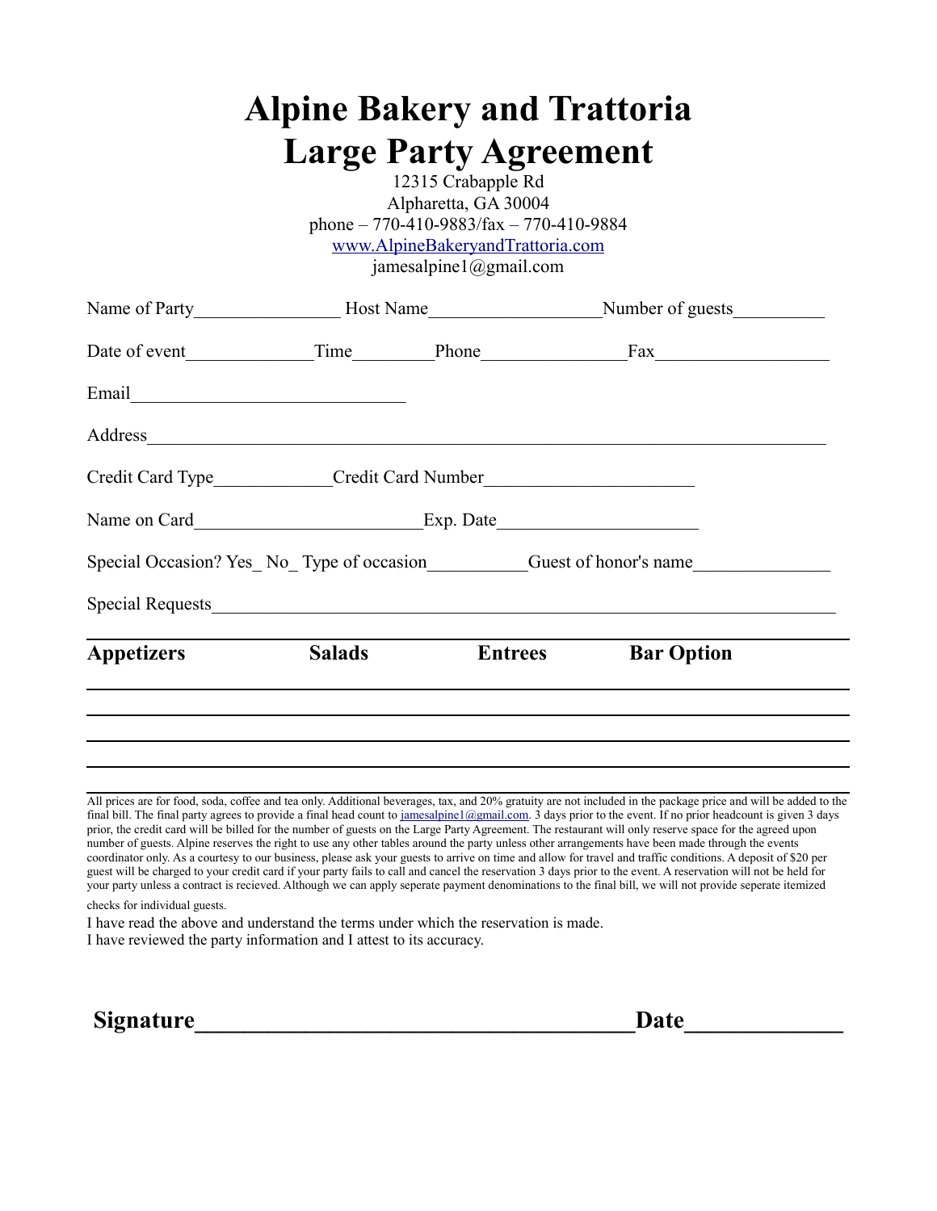// Large Party Agreement form transcription
# Alpine Bakery and Trattoria
# Large Party Agreement

12315 Crabapple Rd
Alpharetta, GA 30004
phone – 770-410-9883/fax – 770-410-9884
[www.AlpineBakeryandTrattoria.com](http://www.AlpineBakeryandTrattoria.com)
jamesalpine1@gmail.com

Name of Party________________ Host Name__________________Number of guests__________

Date of event______________Time_________Phone________________Fax___________________

Email______________________________

Address__________________________________________________________________________

Credit Card Type_____________Credit Card Number_______________________

Name on Card_________________________Exp. Date______________________

Special Occasion? Yes_ No_ Type of occasion___________Guest of honor's name_______________

Special Requests_____________________________________________________________________

| **Appetizers** | **Salads** | **Entrees** | **Bar Option** |
|---|---|---|---|
| | | | |
| | | | |
| | | | |
| | | | |

All prices are for food, soda, coffee and tea only. Additional beverages, tax, and 20% gratuity are not included in the package price and will be added to the final bill. The final party agrees to provide a final head count to jamesalpine1@gmail.com. 3 days prior to the event. If no prior headcount is given 3 days prior, the credit card will be billed for the number of guests on the Large Party Agreement. The restaurant will only reserve space for the agreed upon number of guests. Alpine reserves the right to use any other tables around the party unless other arrangements have been made through the events coordinator only. As a courtesy to our business, please ask your guests to arrive on time and allow for travel and traffic conditions. A deposit of $20 per guest will be charged to your credit card if your party fails to call and cancel the reservation 3 days prior to the event. A reservation will not be held for your party unless a contract is recieved. Although we can apply seperate payment denominations to the final bill, we will not provide seperate itemized checks for individual guests.

I have read the above and understand the terms under which the reservation is made.
I have reviewed the party information and I attest to its accuracy.

**Signature_____________________________________Date_____________**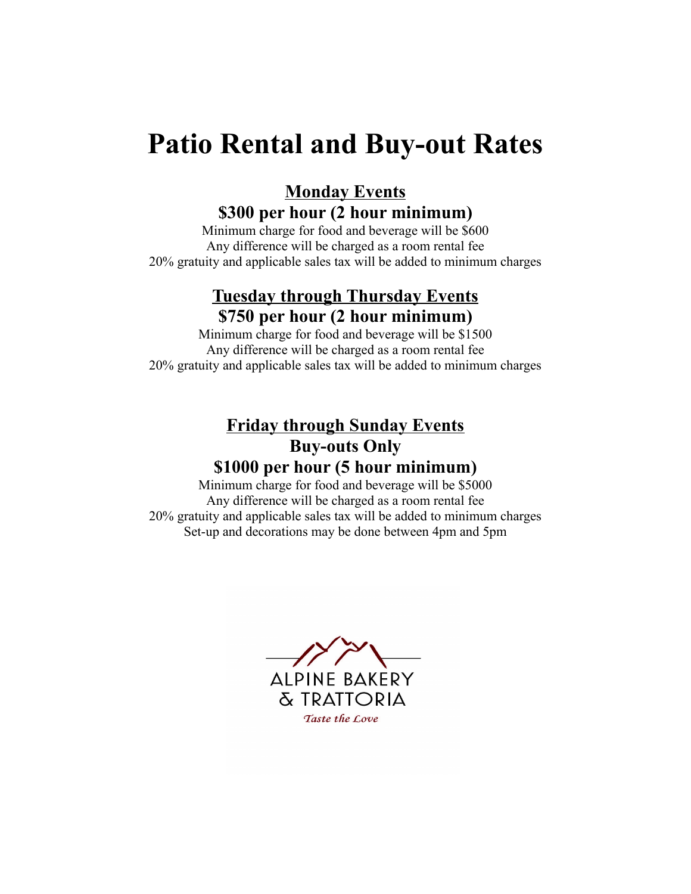# Patio Rental and Buy-out Rates

## Monday Events

**$300 per hour (2 hour minimum)**

Minimum charge for food and beverage will be $600
Any difference will be charged as a room rental fee
20% gratuity and applicable sales tax will be added to minimum charges

## Tuesday through Thursday Events

**$750 per hour (2 hour minimum)**

Minimum charge for food and beverage will be $1500
Any difference will be charged as a room rental fee
20% gratuity and applicable sales tax will be added to minimum charges

## Friday through Sunday Events

**Buy-outs Only**

**$1000 per hour (5 hour minimum)**

Minimum charge for food and beverage will be $5000
Any difference will be charged as a room rental fee
20% gratuity and applicable sales tax will be added to minimum charges
Set-up and decorations may be done between 4pm and 5pm

ALPINE BAKERY & TRATTORIA

*Taste the Love*